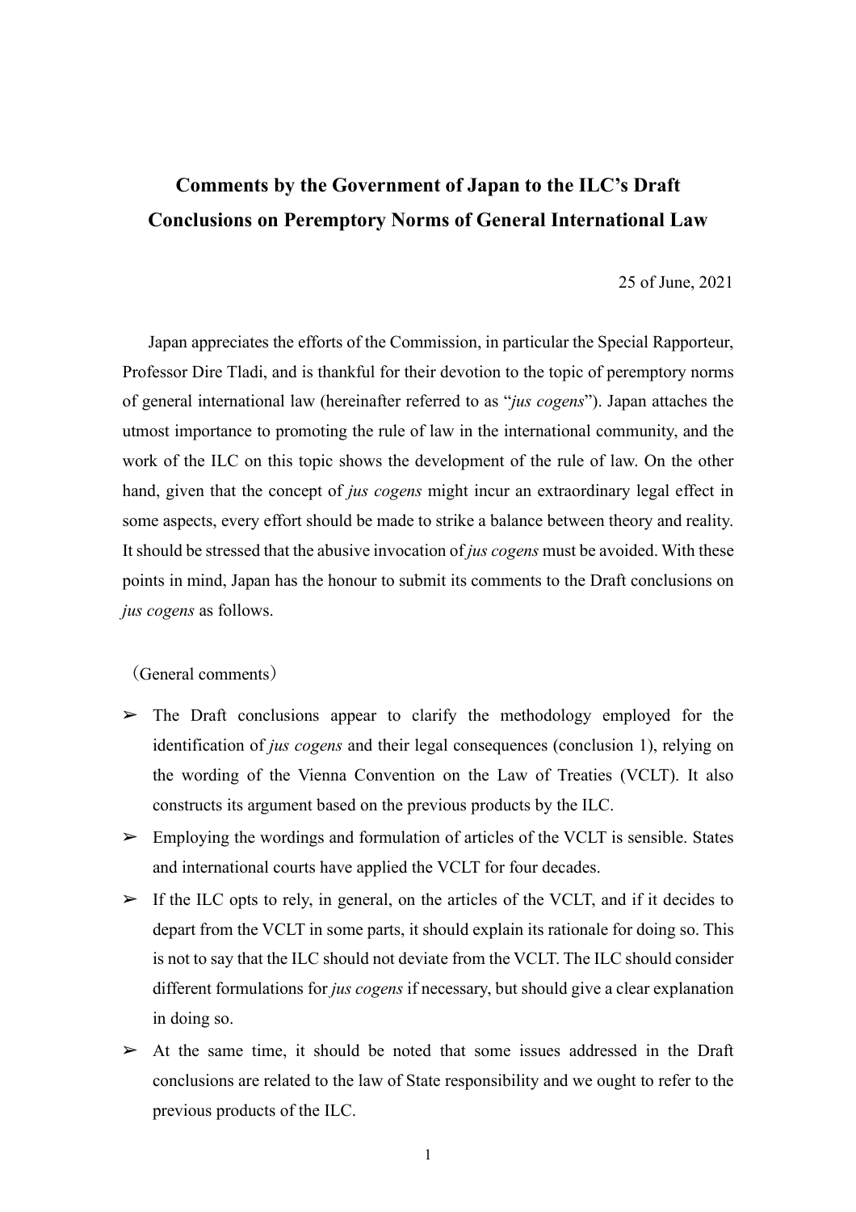# Comments by the Government of Japan to the ILC's Draft Conclusions on Peremptory Norms of General International Law

25 of June, 2021

Japan appreciates the efforts of the Commission, in particular the Special Rapporteur, Professor Dire Tladi, and is thankful for their devotion to the topic of peremptory norms of general international law (hereinafter referred to as "*jus cogens*"). Japan attaches the utmost importance to promoting the rule of law in the international community, and the work of the ILC on this topic shows the development of the rule of law. On the other hand, given that the concept of *jus cogens* might incur an extraordinary legal effect in some aspects, every effort should be made to strike a balance between theory and reality. It should be stressed that the abusive invocation of *jus cogens* must be avoided. With these points in mind, Japan has the honour to submit its comments to the Draft conclusions on *jus cogens* as follows.

（General comments）

- ➢ The Draft conclusions appear to clarify the methodology employed for the identification of *jus cogens* and their legal consequences (conclusion 1), relying on the wording of the Vienna Convention on the Law of Treaties (VCLT). It also constructs its argument based on the previous products by the ILC.
- ➢ Employing the wordings and formulation of articles of the VCLT is sensible. States and international courts have applied the VCLT for four decades.
- ➢ If the ILC opts to rely, in general, on the articles of the VCLT, and if it decides to depart from the VCLT in some parts, it should explain its rationale for doing so. This is not to say that the ILC should not deviate from the VCLT. The ILC should consider different formulations for *jus cogens* if necessary, but should give a clear explanation in doing so.
- ➢ At the same time, it should be noted that some issues addressed in the Draft conclusions are related to the law of State responsibility and we ought to refer to the previous products of the ILC.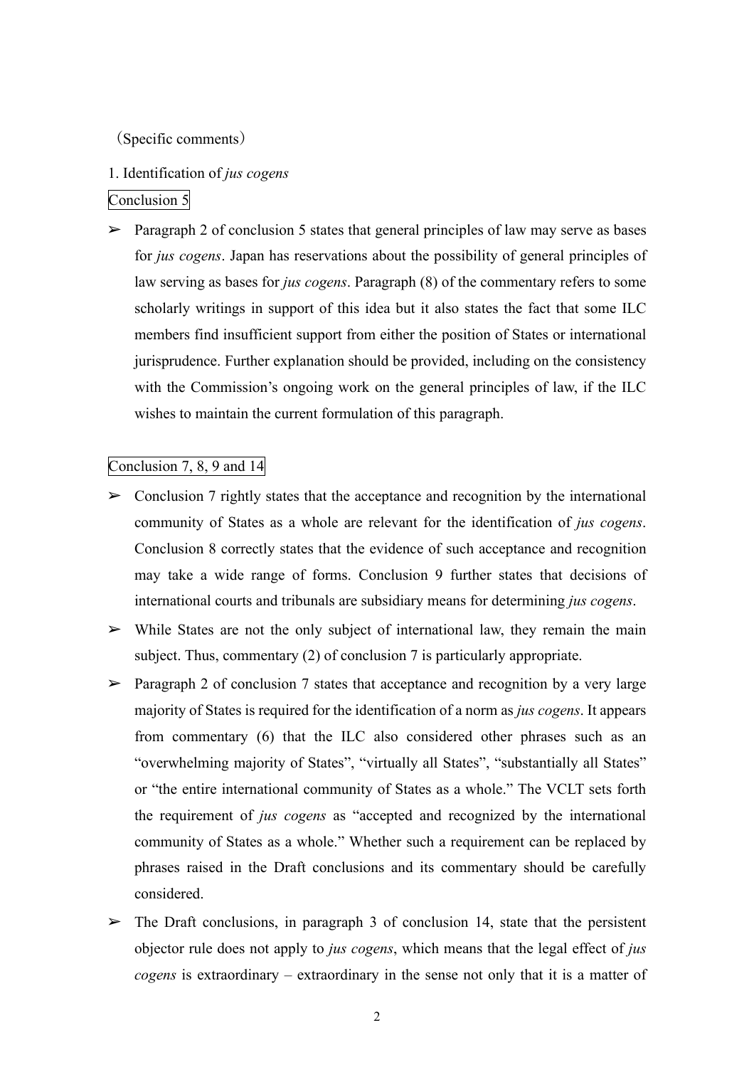（Specific comments）

1. Identification of *jus cogens*

Conclusion 5

- Paragraph 2 of conclusion 5 states that general principles of law may serve as bases for *jus cogens*. Japan has reservations about the possibility of general principles of law serving as bases for *jus cogens*. Paragraph (8) of the commentary refers to some scholarly writings in support of this idea but it also states the fact that some ILC members find insufficient support from either the position of States or international jurisprudence. Further explanation should be provided, including on the consistency with the Commission's ongoing work on the general principles of law, if the ILC wishes to maintain the current formulation of this paragraph.

Conclusion 7, 8, 9 and 14

- Conclusion 7 rightly states that the acceptance and recognition by the international community of States as a whole are relevant for the identification of *jus cogens*. Conclusion 8 correctly states that the evidence of such acceptance and recognition may take a wide range of forms. Conclusion 9 further states that decisions of international courts and tribunals are subsidiary means for determining *jus cogens*.
- While States are not the only subject of international law, they remain the main subject. Thus, commentary (2) of conclusion 7 is particularly appropriate.
- Paragraph 2 of conclusion 7 states that acceptance and recognition by a very large majority of States is required for the identification of a norm as *jus cogens*. It appears from commentary (6) that the ILC also considered other phrases such as an "overwhelming majority of States", "virtually all States", "substantially all States" or "the entire international community of States as a whole." The VCLT sets forth the requirement of *jus cogens* as "accepted and recognized by the international community of States as a whole." Whether such a requirement can be replaced by phrases raised in the Draft conclusions and its commentary should be carefully considered.
- The Draft conclusions, in paragraph 3 of conclusion 14, state that the persistent objector rule does not apply to *jus cogens*, which means that the legal effect of *jus cogens* is extraordinary – extraordinary in the sense not only that it is a matter of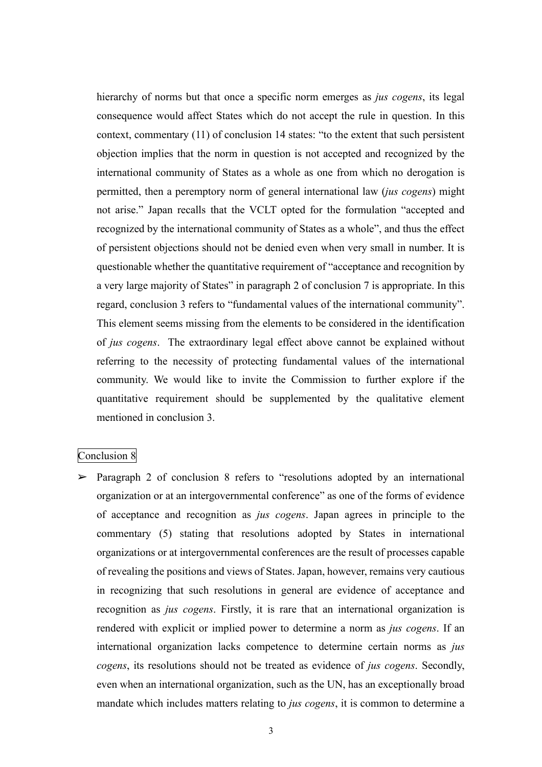hierarchy of norms but that once a specific norm emerges as *jus cogens*, its legal consequence would affect States which do not accept the rule in question. In this context, commentary (11) of conclusion 14 states: "to the extent that such persistent objection implies that the norm in question is not accepted and recognized by the international community of States as a whole as one from which no derogation is permitted, then a peremptory norm of general international law (*jus cogens*) might not arise." Japan recalls that the VCLT opted for the formulation "accepted and recognized by the international community of States as a whole", and thus the effect of persistent objections should not be denied even when very small in number. It is questionable whether the quantitative requirement of "acceptance and recognition by a very large majority of States" in paragraph 2 of conclusion 7 is appropriate. In this regard, conclusion 3 refers to "fundamental values of the international community". This element seems missing from the elements to be considered in the identification of *jus cogens*. The extraordinary legal effect above cannot be explained without referring to the necessity of protecting fundamental values of the international community. We would like to invite the Commission to further explore if the quantitative requirement should be supplemented by the qualitative element mentioned in conclusion 3.

## Conclusion 8

➢ Paragraph 2 of conclusion 8 refers to "resolutions adopted by an international organization or at an intergovernmental conference" as one of the forms of evidence of acceptance and recognition as *jus cogens*. Japan agrees in principle to the commentary (5) stating that resolutions adopted by States in international organizations or at intergovernmental conferences are the result of processes capable of revealing the positions and views of States. Japan, however, remains very cautious in recognizing that such resolutions in general are evidence of acceptance and recognition as *jus cogens*. Firstly, it is rare that an international organization is rendered with explicit or implied power to determine a norm as *jus cogens*. If an international organization lacks competence to determine certain norms as *jus cogens*, its resolutions should not be treated as evidence of *jus cogens*. Secondly, even when an international organization, such as the UN, has an exceptionally broad mandate which includes matters relating to *jus cogens*, it is common to determine a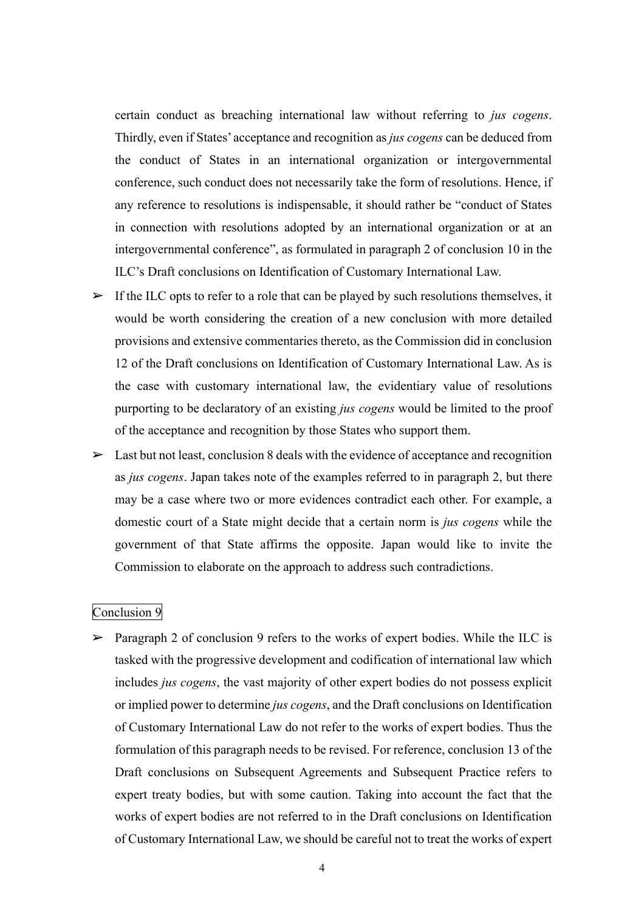certain conduct as breaching international law without referring to *jus cogens*. Thirdly, even if States' acceptance and recognition as *jus cogens* can be deduced from the conduct of States in an international organization or intergovernmental conference, such conduct does not necessarily take the form of resolutions. Hence, if any reference to resolutions is indispensable, it should rather be "conduct of States in connection with resolutions adopted by an international organization or at an intergovernmental conference", as formulated in paragraph 2 of conclusion 10 in the ILC's Draft conclusions on Identification of Customary International Law.

- If the ILC opts to refer to a role that can be played by such resolutions themselves, it would be worth considering the creation of a new conclusion with more detailed provisions and extensive commentaries thereto, as the Commission did in conclusion 12 of the Draft conclusions on Identification of Customary International Law. As is the case with customary international law, the evidentiary value of resolutions purporting to be declaratory of an existing *jus cogens* would be limited to the proof of the acceptance and recognition by those States who support them.
- Last but not least, conclusion 8 deals with the evidence of acceptance and recognition as *jus cogens*. Japan takes note of the examples referred to in paragraph 2, but there may be a case where two or more evidences contradict each other. For example, a domestic court of a State might decide that a certain norm is *jus cogens* while the government of that State affirms the opposite. Japan would like to invite the Commission to elaborate on the approach to address such contradictions.

Conclusion 9

- Paragraph 2 of conclusion 9 refers to the works of expert bodies. While the ILC is tasked with the progressive development and codification of international law which includes *jus cogens*, the vast majority of other expert bodies do not possess explicit or implied power to determine *jus cogens*, and the Draft conclusions on Identification of Customary International Law do not refer to the works of expert bodies. Thus the formulation of this paragraph needs to be revised. For reference, conclusion 13 of the Draft conclusions on Subsequent Agreements and Subsequent Practice refers to expert treaty bodies, but with some caution. Taking into account the fact that the works of expert bodies are not referred to in the Draft conclusions on Identification of Customary International Law, we should be careful not to treat the works of expert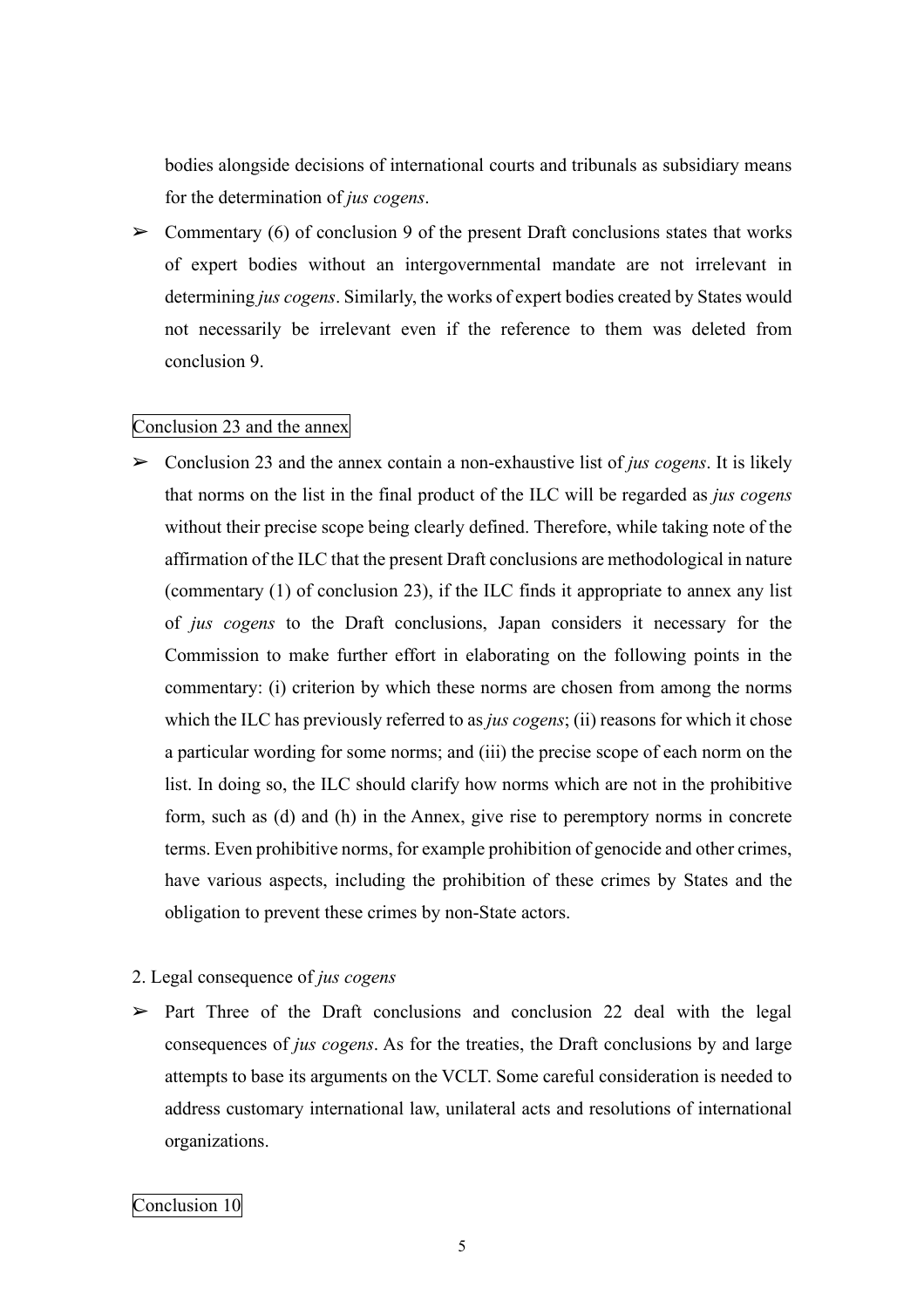bodies alongside decisions of international courts and tribunals as subsidiary means for the determination of *jus cogens*.

- Commentary (6) of conclusion 9 of the present Draft conclusions states that works of expert bodies without an intergovernmental mandate are not irrelevant in determining *jus cogens*. Similarly, the works of expert bodies created by States would not necessarily be irrelevant even if the reference to them was deleted from conclusion 9.

Conclusion 23 and the annex

- Conclusion 23 and the annex contain a non-exhaustive list of *jus cogens*. It is likely that norms on the list in the final product of the ILC will be regarded as *jus cogens* without their precise scope being clearly defined. Therefore, while taking note of the affirmation of the ILC that the present Draft conclusions are methodological in nature (commentary (1) of conclusion 23), if the ILC finds it appropriate to annex any list of *jus cogens* to the Draft conclusions, Japan considers it necessary for the Commission to make further effort in elaborating on the following points in the commentary: (i) criterion by which these norms are chosen from among the norms which the ILC has previously referred to as *jus cogens*; (ii) reasons for which it chose a particular wording for some norms; and (iii) the precise scope of each norm on the list. In doing so, the ILC should clarify how norms which are not in the prohibitive form, such as (d) and (h) in the Annex, give rise to peremptory norms in concrete terms. Even prohibitive norms, for example prohibition of genocide and other crimes, have various aspects, including the prohibition of these crimes by States and the obligation to prevent these crimes by non-State actors.

2. Legal consequence of *jus cogens*

- Part Three of the Draft conclusions and conclusion 22 deal with the legal consequences of *jus cogens*. As for the treaties, the Draft conclusions by and large attempts to base its arguments on the VCLT. Some careful consideration is needed to address customary international law, unilateral acts and resolutions of international organizations.

Conclusion 10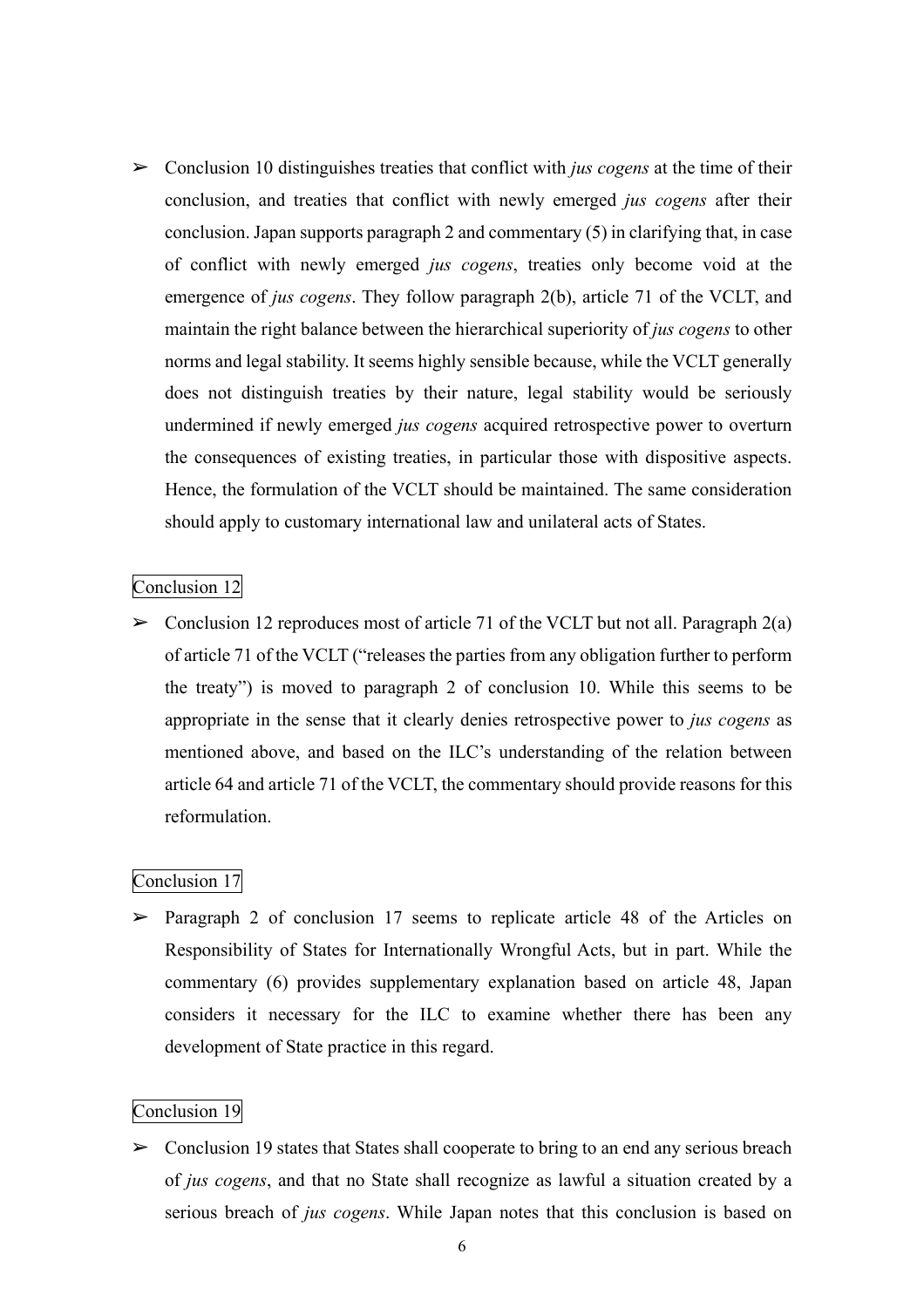- Conclusion 10 distinguishes treaties that conflict with *jus cogens* at the time of their conclusion, and treaties that conflict with newly emerged *jus cogens* after their conclusion. Japan supports paragraph 2 and commentary (5) in clarifying that, in case of conflict with newly emerged *jus cogens*, treaties only become void at the emergence of *jus cogens*. They follow paragraph 2(b), article 71 of the VCLT, and maintain the right balance between the hierarchical superiority of *jus cogens* to other norms and legal stability. It seems highly sensible because, while the VCLT generally does not distinguish treaties by their nature, legal stability would be seriously undermined if newly emerged *jus cogens* acquired retrospective power to overturn the consequences of existing treaties, in particular those with dispositive aspects. Hence, the formulation of the VCLT should be maintained. The same consideration should apply to customary international law and unilateral acts of States.

Conclusion 12

- Conclusion 12 reproduces most of article 71 of the VCLT but not all. Paragraph 2(a) of article 71 of the VCLT ("releases the parties from any obligation further to perform the treaty") is moved to paragraph 2 of conclusion 10. While this seems to be appropriate in the sense that it clearly denies retrospective power to *jus cogens* as mentioned above, and based on the ILC's understanding of the relation between article 64 and article 71 of the VCLT, the commentary should provide reasons for this reformulation.

Conclusion 17

- Paragraph 2 of conclusion 17 seems to replicate article 48 of the Articles on Responsibility of States for Internationally Wrongful Acts, but in part. While the commentary (6) provides supplementary explanation based on article 48, Japan considers it necessary for the ILC to examine whether there has been any development of State practice in this regard.

Conclusion 19

- Conclusion 19 states that States shall cooperate to bring to an end any serious breach of *jus cogens*, and that no State shall recognize as lawful a situation created by a serious breach of *jus cogens*. While Japan notes that this conclusion is based on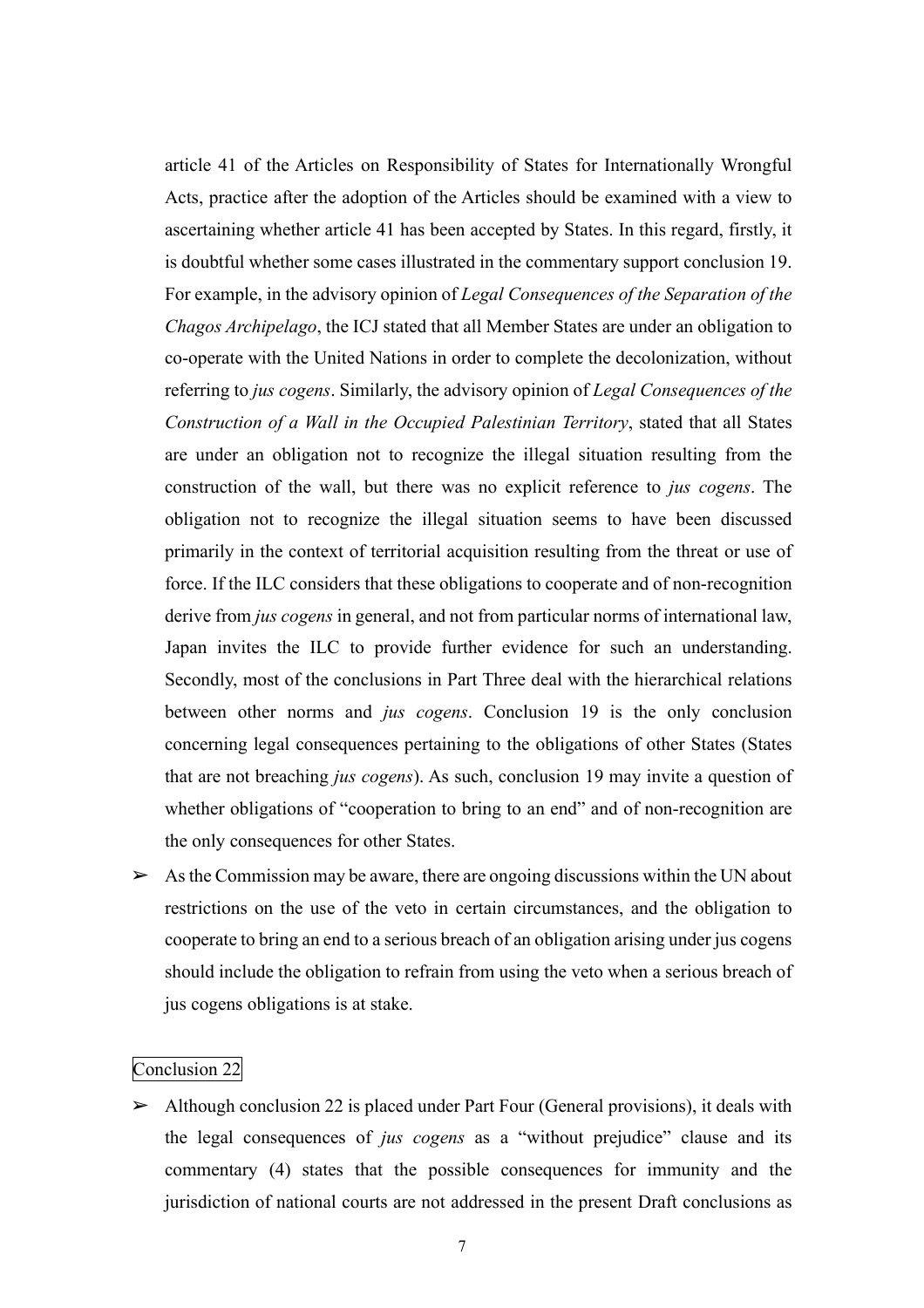article 41 of the Articles on Responsibility of States for Internationally Wrongful Acts, practice after the adoption of the Articles should be examined with a view to ascertaining whether article 41 has been accepted by States. In this regard, firstly, it is doubtful whether some cases illustrated in the commentary support conclusion 19. For example, in the advisory opinion of *Legal Consequences of the Separation of the Chagos Archipelago*, the ICJ stated that all Member States are under an obligation to co-operate with the United Nations in order to complete the decolonization, without referring to *jus cogens*. Similarly, the advisory opinion of *Legal Consequences of the Construction of a Wall in the Occupied Palestinian Territory*, stated that all States are under an obligation not to recognize the illegal situation resulting from the construction of the wall, but there was no explicit reference to *jus cogens*. The obligation not to recognize the illegal situation seems to have been discussed primarily in the context of territorial acquisition resulting from the threat or use of force. If the ILC considers that these obligations to cooperate and of non-recognition derive from *jus cogens* in general, and not from particular norms of international law, Japan invites the ILC to provide further evidence for such an understanding. Secondly, most of the conclusions in Part Three deal with the hierarchical relations between other norms and *jus cogens*. Conclusion 19 is the only conclusion concerning legal consequences pertaining to the obligations of other States (States that are not breaching *jus cogens*). As such, conclusion 19 may invite a question of whether obligations of "cooperation to bring to an end" and of non-recognition are the only consequences for other States.

- As the Commission may be aware, there are ongoing discussions within the UN about restrictions on the use of the veto in certain circumstances, and the obligation to cooperate to bring an end to a serious breach of an obligation arising under jus cogens should include the obligation to refrain from using the veto when a serious breach of jus cogens obligations is at stake.

Conclusion 22

- Although conclusion 22 is placed under Part Four (General provisions), it deals with the legal consequences of *jus cogens* as a "without prejudice" clause and its commentary (4) states that the possible consequences for immunity and the jurisdiction of national courts are not addressed in the present Draft conclusions as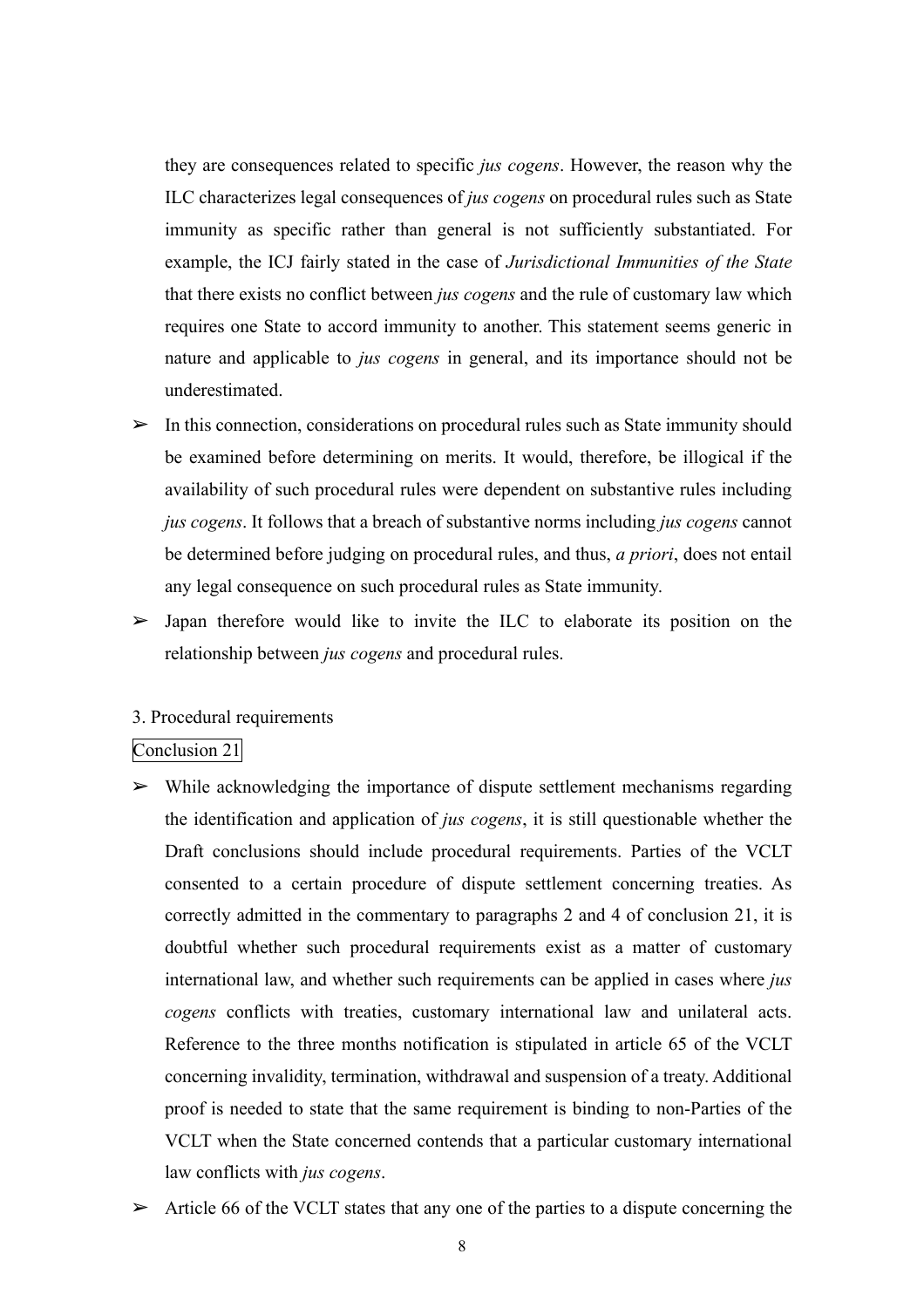they are consequences related to specific *jus cogens*. However, the reason why the ILC characterizes legal consequences of *jus cogens* on procedural rules such as State immunity as specific rather than general is not sufficiently substantiated. For example, the ICJ fairly stated in the case of *Jurisdictional Immunities of the State* that there exists no conflict between *jus cogens* and the rule of customary law which requires one State to accord immunity to another. This statement seems generic in nature and applicable to *jus cogens* in general, and its importance should not be underestimated.

- In this connection, considerations on procedural rules such as State immunity should be examined before determining on merits. It would, therefore, be illogical if the availability of such procedural rules were dependent on substantive rules including *jus cogens*. It follows that a breach of substantive norms including *jus cogens* cannot be determined before judging on procedural rules, and thus, *a priori*, does not entail any legal consequence on such procedural rules as State immunity.
- Japan therefore would like to invite the ILC to elaborate its position on the relationship between *jus cogens* and procedural rules.

3. Procedural requirements

Conclusion 21

- While acknowledging the importance of dispute settlement mechanisms regarding the identification and application of *jus cogens*, it is still questionable whether the Draft conclusions should include procedural requirements. Parties of the VCLT consented to a certain procedure of dispute settlement concerning treaties. As correctly admitted in the commentary to paragraphs 2 and 4 of conclusion 21, it is doubtful whether such procedural requirements exist as a matter of customary international law, and whether such requirements can be applied in cases where *jus cogens* conflicts with treaties, customary international law and unilateral acts. Reference to the three months notification is stipulated in article 65 of the VCLT concerning invalidity, termination, withdrawal and suspension of a treaty. Additional proof is needed to state that the same requirement is binding to non-Parties of the VCLT when the State concerned contends that a particular customary international law conflicts with *jus cogens*.
- Article 66 of the VCLT states that any one of the parties to a dispute concerning the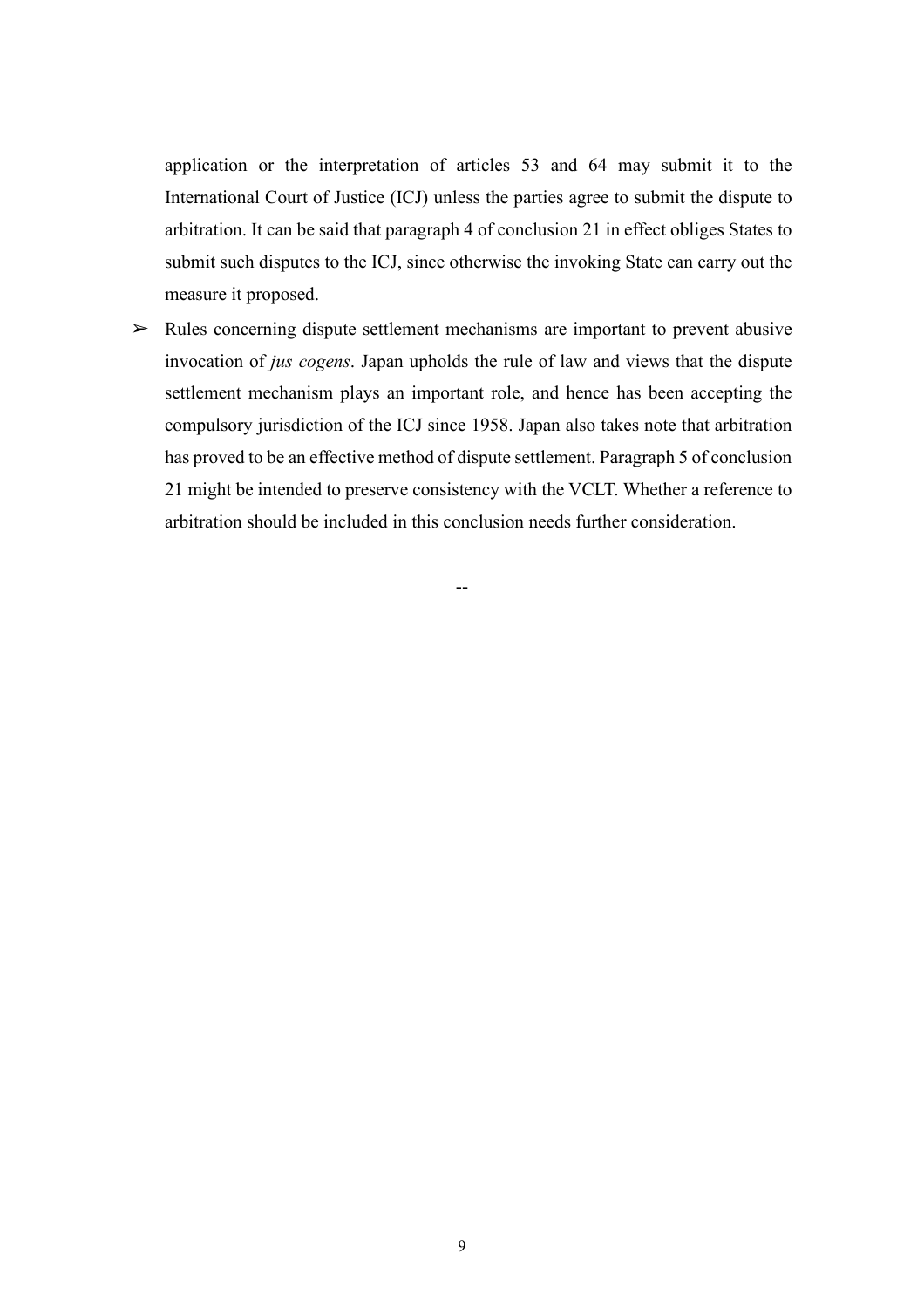application or the interpretation of articles 53 and 64 may submit it to the International Court of Justice (ICJ) unless the parties agree to submit the dispute to arbitration. It can be said that paragraph 4 of conclusion 21 in effect obliges States to submit such disputes to the ICJ, since otherwise the invoking State can carry out the measure it proposed.

- Rules concerning dispute settlement mechanisms are important to prevent abusive invocation of *jus cogens*. Japan upholds the rule of law and views that the dispute settlement mechanism plays an important role, and hence has been accepting the compulsory jurisdiction of the ICJ since 1958. Japan also takes note that arbitration has proved to be an effective method of dispute settlement. Paragraph 5 of conclusion 21 might be intended to preserve consistency with the VCLT. Whether a reference to arbitration should be included in this conclusion needs further consideration.

--